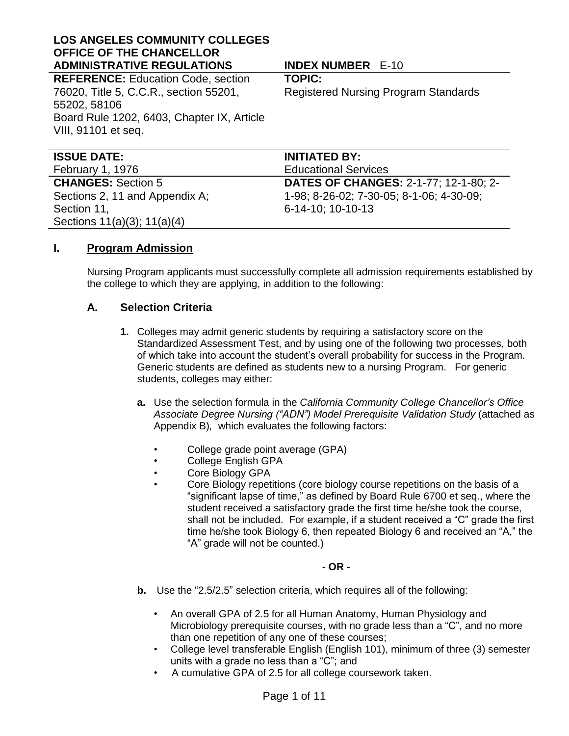**LOS ANGELES COMMUNITY COLLEGES**
**OFFICE OF THE CHANCELLOR**
**ADMINISTRATIVE REGULATIONS**

**INDEX NUMBER** E-10

| **REFERENCE:** Education Code, section 76020, Title 5, C.C.R., section 55201, 55202, 58106 Board Rule 1202, 6403, Chapter IX, Article VIII, 91101 et seq. | **TOPIC:** Registered Nursing Program Standards |
| --- | --- |
| **ISSUE DATE:** February 1, 1976 | **INITIATED BY:** Educational Services |
| **CHANGES:** Section 5 Sections 2, 11 and Appendix A; Section 11, Sections 11(a)(3); 11(a)(4) | **DATES OF CHANGES:** 2-1-77; 12-1-80; 2-1-98; 8-26-02; 7-30-05; 8-1-06; 4-30-09; 6-14-10; 10-10-13 |

## I. Program Admission

Nursing Program applicants must successfully complete all admission requirements established by the college to which they are applying, in addition to the following:

### A. Selection Criteria

1. Colleges may admit generic students by requiring a satisfactory score on the Standardized Assessment Test, and by using one of the following two processes, both of which take into account the student's overall probability for success in the Program. Generic students are defined as students new to a nursing Program. For generic students, colleges may either:

   a. Use the selection formula in the *California Community College Chancellor's Office Associate Degree Nursing ("ADN") Model Prerequisite Validation Study* (attached as Appendix B), which evaluates the following factors:

      - College grade point average (GPA)
      - College English GPA
      - Core Biology GPA
      - Core Biology repetitions (core biology course repetitions on the basis of a "significant lapse of time," as defined by Board Rule 6700 et seq., where the student received a satisfactory grade the first time he/she took the course, shall not be included. For example, if a student received a "C" grade the first time he/she took Biology 6, then repeated Biology 6 and received an "A," the "A" grade will not be counted.)

   **- OR -**

   b. Use the "2.5/2.5" selection criteria, which requires all of the following:

      - An overall GPA of 2.5 for all Human Anatomy, Human Physiology and Microbiology prerequisite courses, with no grade less than a "C", and no more than one repetition of any one of these courses;
      - College level transferable English (English 101), minimum of three (3) semester units with a grade no less than a "C"; and
      - A cumulative GPA of 2.5 for all college coursework taken.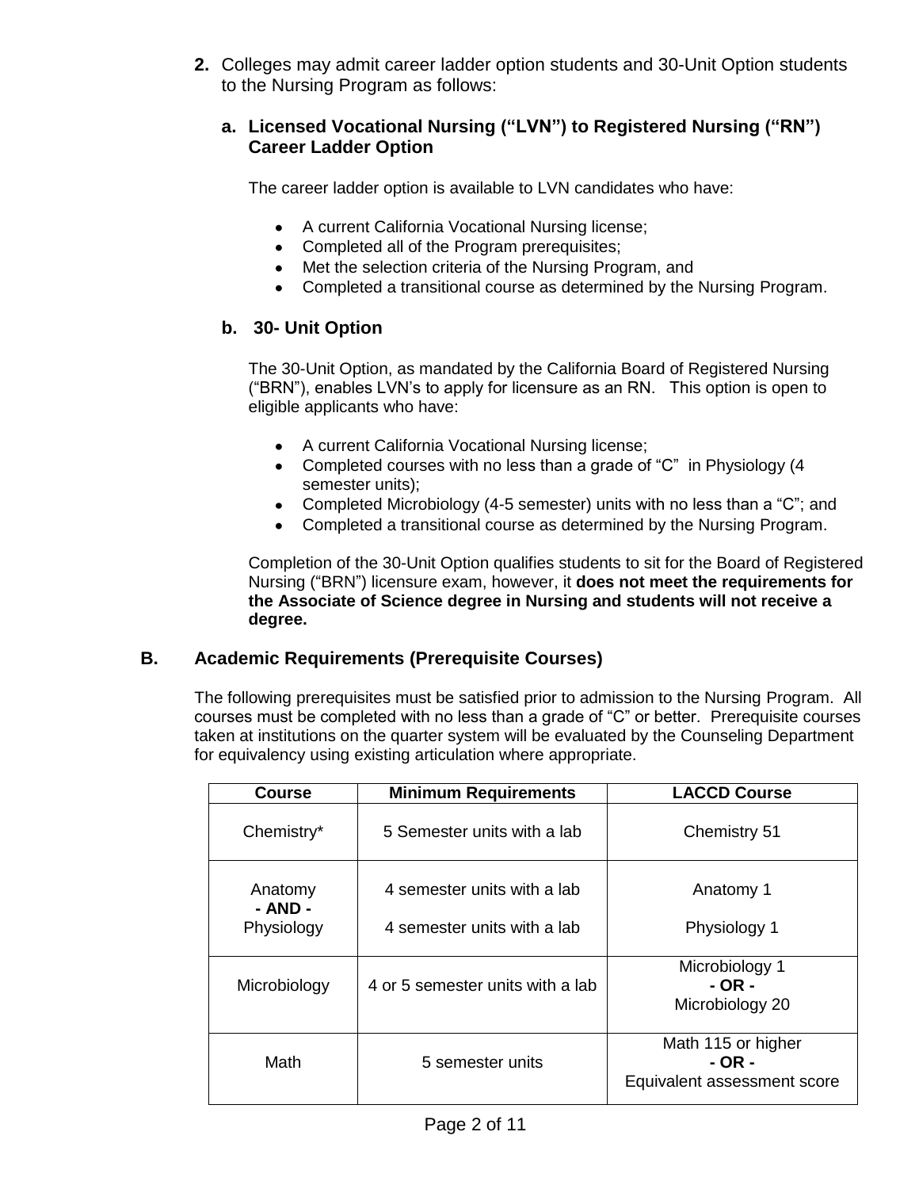2. Colleges may admit career ladder option students and 30-Unit Option students to the Nursing Program as follows:

### a. Licensed Vocational Nursing ("LVN") to Registered Nursing ("RN") Career Ladder Option

The career ladder option is available to LVN candidates who have:

- A current California Vocational Nursing license;
- Completed all of the Program prerequisites;
- Met the selection criteria of the Nursing Program, and
- Completed a transitional course as determined by the Nursing Program.

### b. 30- Unit Option

The 30-Unit Option, as mandated by the California Board of Registered Nursing ("BRN"), enables LVN's to apply for licensure as an RN. This option is open to eligible applicants who have:

- A current California Vocational Nursing license;
- Completed courses with no less than a grade of "C" in Physiology (4 semester units);
- Completed Microbiology (4-5 semester) units with no less than a "C"; and
- Completed a transitional course as determined by the Nursing Program.

Completion of the 30-Unit Option qualifies students to sit for the Board of Registered Nursing ("BRN") licensure exam, however, it **does not meet the requirements for the Associate of Science degree in Nursing and students will not receive a degree.**

## B. Academic Requirements (Prerequisite Courses)

The following prerequisites must be satisfied prior to admission to the Nursing Program. All courses must be completed with no less than a grade of "C" or better. Prerequisite courses taken at institutions on the quarter system will be evaluated by the Counseling Department for equivalency using existing articulation where appropriate.

| Course | Minimum Requirements | LACCD Course |
|---|---|---|
| Chemistry* | 5 Semester units with a lab | Chemistry 51 |
| Anatomy **- AND -** Physiology | 4 semester units with a lab<br>4 semester units with a lab | Anatomy 1<br>Physiology 1 |
| Microbiology | 4 or 5 semester units with a lab | Microbiology 1 **- OR -** Microbiology 20 |
| Math | 5 semester units | Math 115 or higher **- OR -** Equivalent assessment score |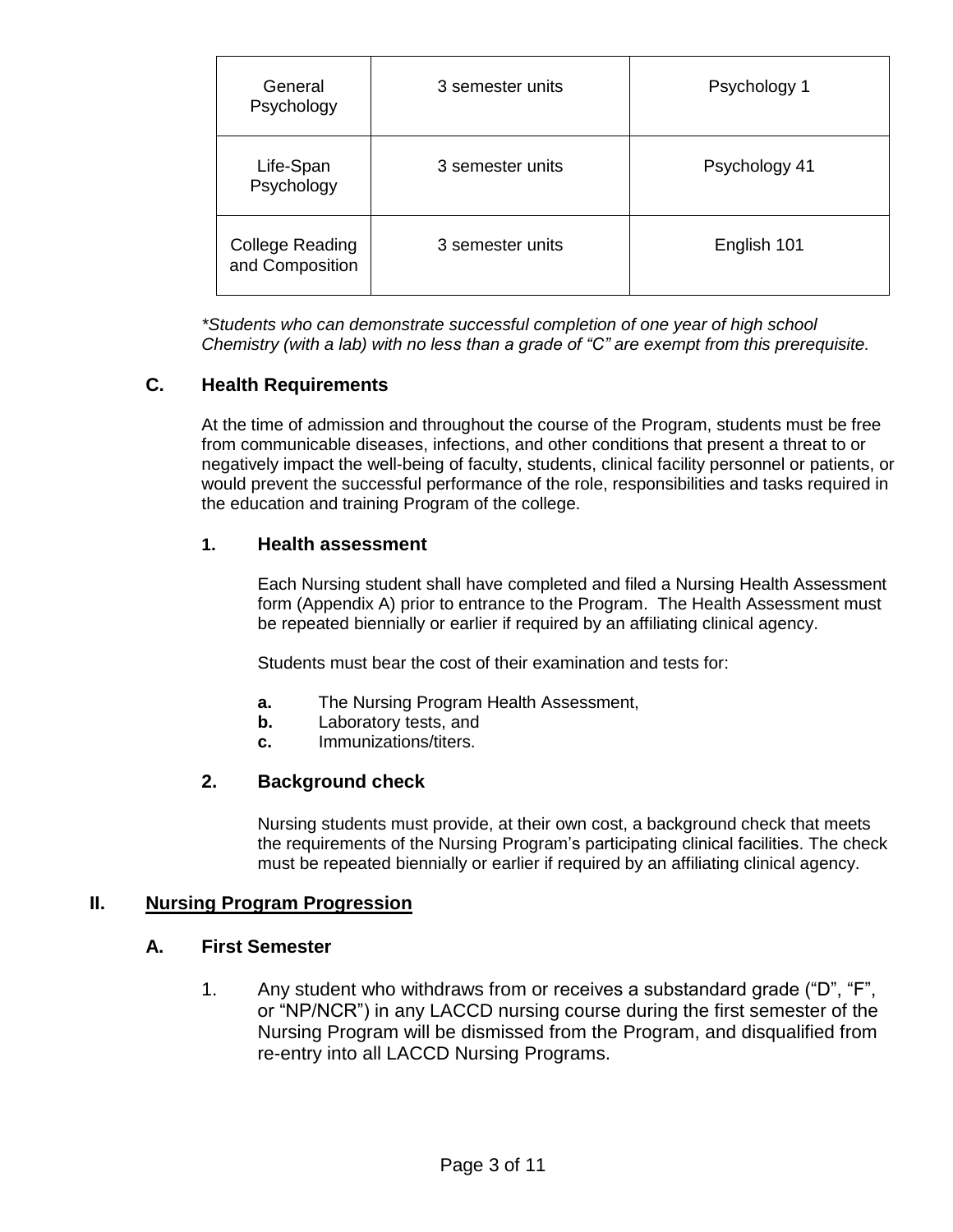| General Psychology | 3 semester units | Psychology 1 |
|---|---|---|
| Life-Span Psychology | 3 semester units | Psychology 41 |
| College Reading and Composition | 3 semester units | English 101 |

*\*Students who can demonstrate successful completion of one year of high school Chemistry (with a lab) with no less than a grade of "C" are exempt from this prerequisite.*

### C. Health Requirements

At the time of admission and throughout the course of the Program, students must be free from communicable diseases, infections, and other conditions that present a threat to or negatively impact the well-being of faculty, students, clinical facility personnel or patients, or would prevent the successful performance of the role, responsibilities and tasks required in the education and training Program of the college.

#### 1. Health assessment

Each Nursing student shall have completed and filed a Nursing Health Assessment form (Appendix A) prior to entrance to the Program. The Health Assessment must be repeated biennially or earlier if required by an affiliating clinical agency.

Students must bear the cost of their examination and tests for:

- **a.** The Nursing Program Health Assessment,
- **b.** Laboratory tests, and
- **c.** Immunizations/titers.

#### 2. Background check

Nursing students must provide, at their own cost, a background check that meets the requirements of the Nursing Program's participating clinical facilities. The check must be repeated biennially or earlier if required by an affiliating clinical agency.

## II. Nursing Program Progression

### A. First Semester

1. Any student who withdraws from or receives a substandard grade ("D", "F", or "NP/NCR") in any LACCD nursing course during the first semester of the Nursing Program will be dismissed from the Program, and disqualified from re-entry into all LACCD Nursing Programs.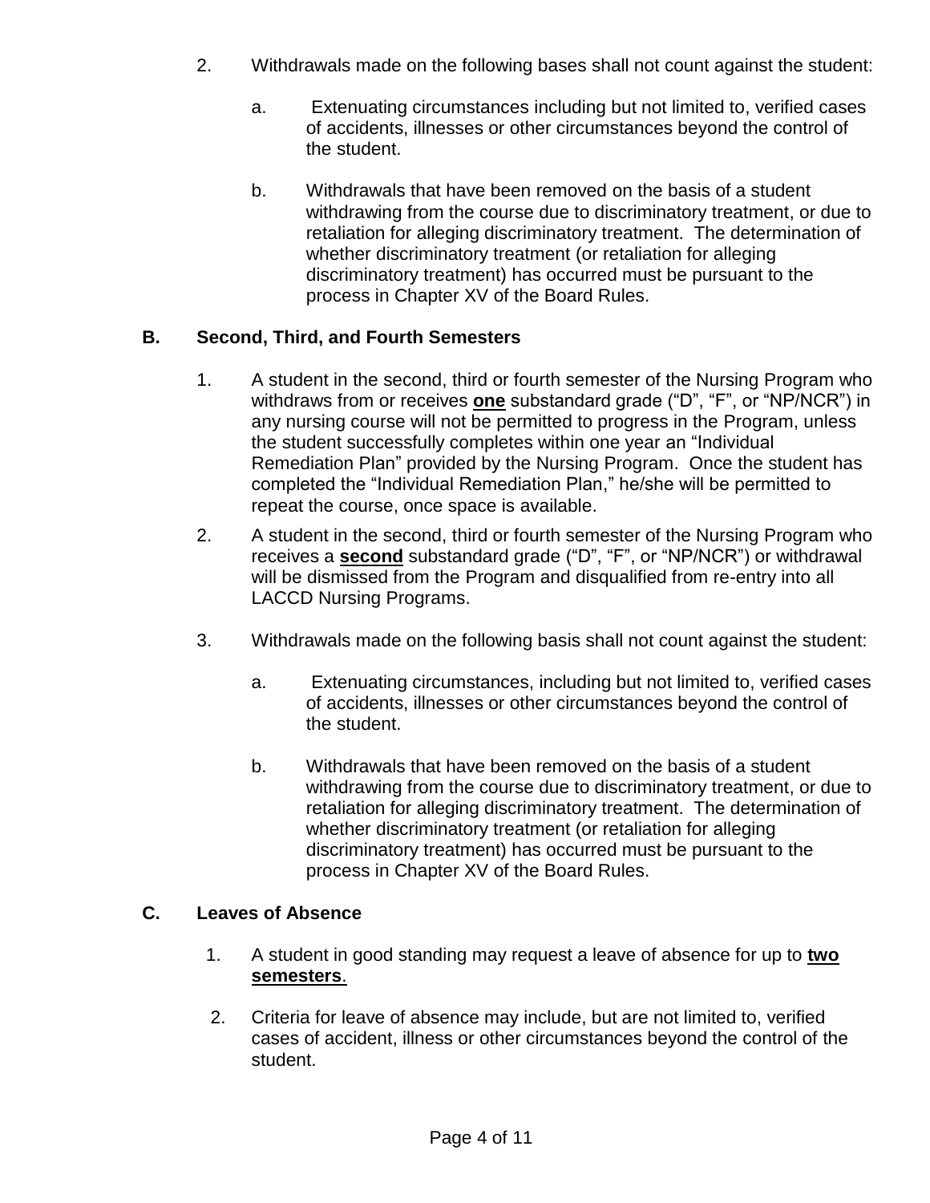2. Withdrawals made on the following bases shall not count against the student:

   a. Extenuating circumstances including but not limited to, verified cases of accidents, illnesses or other circumstances beyond the control of the student.

   b. Withdrawals that have been removed on the basis of a student withdrawing from the course due to discriminatory treatment, or due to retaliation for alleging discriminatory treatment. The determination of whether discriminatory treatment (or retaliation for alleging discriminatory treatment) has occurred must be pursuant to the process in Chapter XV of the Board Rules.

### B. Second, Third, and Fourth Semesters

1. A student in the second, third or fourth semester of the Nursing Program who withdraws from or receives <u>**one**</u> substandard grade ("D", "F", or "NP/NCR") in any nursing course will not be permitted to progress in the Program, unless the student successfully completes within one year an "Individual Remediation Plan" provided by the Nursing Program. Once the student has completed the "Individual Remediation Plan," he/she will be permitted to repeat the course, once space is available.

2. A student in the second, third or fourth semester of the Nursing Program who receives a <u>**second**</u> substandard grade ("D", "F", or "NP/NCR") or withdrawal will be dismissed from the Program and disqualified from re-entry into all LACCD Nursing Programs.

3. Withdrawals made on the following basis shall not count against the student:

   a. Extenuating circumstances, including but not limited to, verified cases of accidents, illnesses or other circumstances beyond the control of the student.

   b. Withdrawals that have been removed on the basis of a student withdrawing from the course due to discriminatory treatment, or due to retaliation for alleging discriminatory treatment. The determination of whether discriminatory treatment (or retaliation for alleging discriminatory treatment) has occurred must be pursuant to the process in Chapter XV of the Board Rules.

### C. Leaves of Absence

1. A student in good standing may request a leave of absence for up to <u>**two semesters**</u>.

2. Criteria for leave of absence may include, but are not limited to, verified cases of accident, illness or other circumstances beyond the control of the student.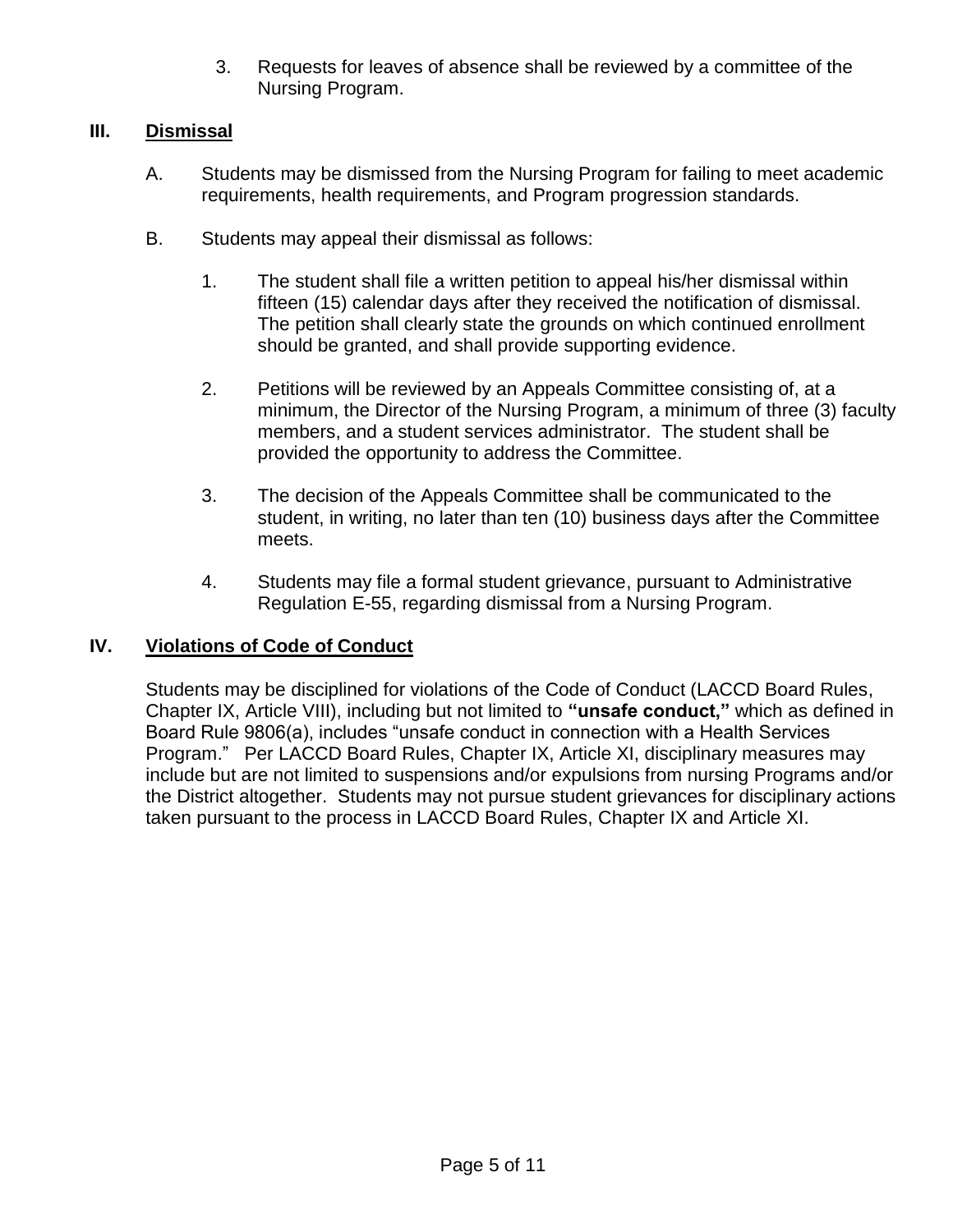3. Requests for leaves of absence shall be reviewed by a committee of the Nursing Program.

## III. Dismissal

A. Students may be dismissed from the Nursing Program for failing to meet academic requirements, health requirements, and Program progression standards.

B. Students may appeal their dismissal as follows:

1. The student shall file a written petition to appeal his/her dismissal within fifteen (15) calendar days after they received the notification of dismissal. The petition shall clearly state the grounds on which continued enrollment should be granted, and shall provide supporting evidence.

2. Petitions will be reviewed by an Appeals Committee consisting of, at a minimum, the Director of the Nursing Program, a minimum of three (3) faculty members, and a student services administrator. The student shall be provided the opportunity to address the Committee.

3. The decision of the Appeals Committee shall be communicated to the student, in writing, no later than ten (10) business days after the Committee meets.

4. Students may file a formal student grievance, pursuant to Administrative Regulation E-55, regarding dismissal from a Nursing Program.

## IV. Violations of Code of Conduct

Students may be disciplined for violations of the Code of Conduct (LACCD Board Rules, Chapter IX, Article VIII), including but not limited to **"unsafe conduct,"** which as defined in Board Rule 9806(a), includes "unsafe conduct in connection with a Health Services Program." Per LACCD Board Rules, Chapter IX, Article XI, disciplinary measures may include but are not limited to suspensions and/or expulsions from nursing Programs and/or the District altogether. Students may not pursue student grievances for disciplinary actions taken pursuant to the process in LACCD Board Rules, Chapter IX and Article XI.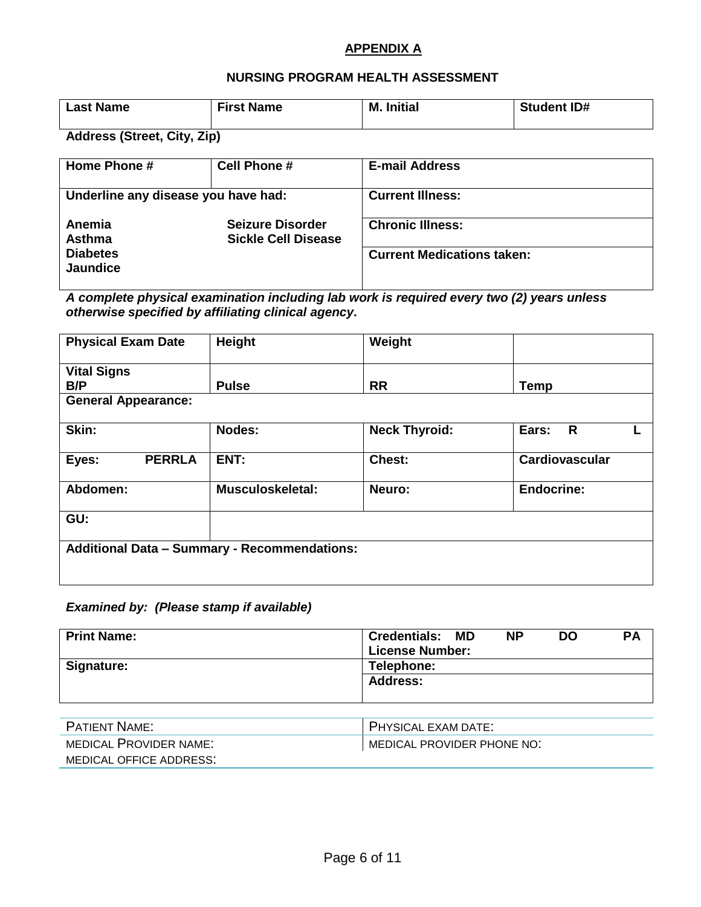## APPENDIX A

## NURSING PROGRAM HEALTH ASSESSMENT

| Last Name | First Name | M. Initial | Student ID# |
|---|---|---|---|

**Address (Street, City, Zip)**

| Home Phone # | Cell Phone # | E-mail Address |
|---|---|---|
| **Underline any disease you have had:** | | **Current Illness:** |
| **Anemia**<br>**Asthma**<br>**Diabetes**<br>**Jaundice** | **Seizure Disorder**<br>**Sickle Cell Disease** | **Chronic Illness:** |
| | | **Current Medications taken:** |

***A complete physical examination including lab work is required every two (2) years unless otherwise specified by affiliating clinical agency*.**

| Physical Exam Date | Height | Weight | |
|---|---|---|---|
| **Vital Signs**<br>**B/P** | **Pulse** | **RR** | **Temp** |
| **General Appearance:** | | | |
| **Skin:** | **Nodes:** | **Neck Thyroid:** | **Ears: R L** |
| **Eyes: PERRLA** | **ENT:** | **Chest:** | **Cardiovascular** |
| **Abdomen:** | **Musculoskeletal:** | **Neuro:** | **Endocrine:** |
| **GU:** | | | |
| **Additional Data – Summary - Recommendations:** | | | |

***Examined by: (Please stamp if available)***

| Print Name: | Credentials: MD NP DO PA<br>License Number: |
|---|---|
| **Signature:** | **Telephone:** |
| | **Address:** |

| PATIENT NAME: | PHYSICAL EXAM DATE: |
|---|---|
| MEDICAL PROVIDER NAME: | MEDICAL PROVIDER PHONE NO: |
| MEDICAL OFFICE ADDRESS: | |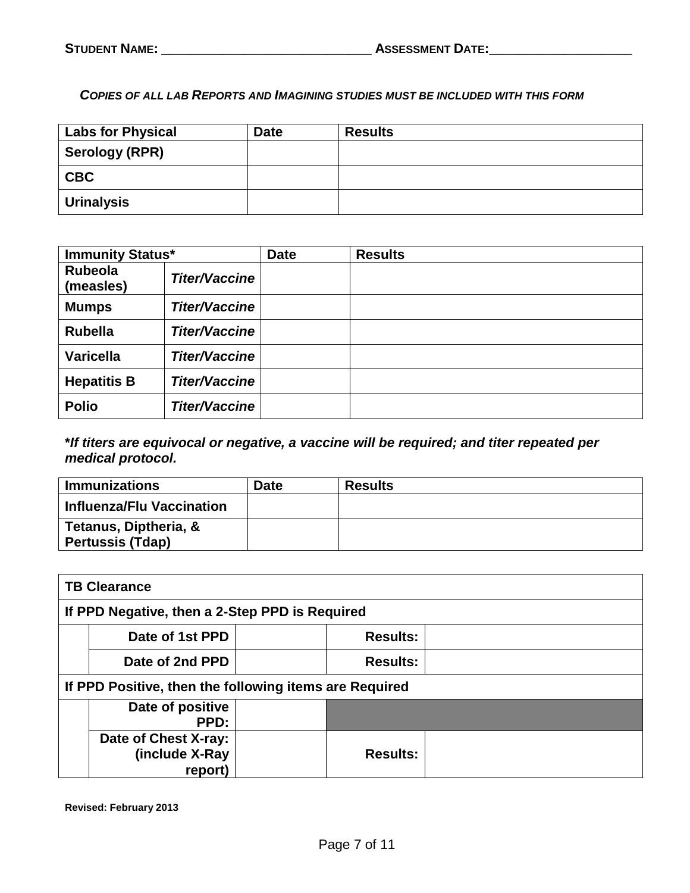**STUDENT NAME:** ______________________________ **ASSESSMENT DATE:**_____________________

***COPIES OF ALL LAB REPORTS AND IMAGINING STUDIES MUST BE INCLUDED WITH THIS FORM***

| Labs for Physical | Date | Results |
|---|---|---|
| **Serology (RPR)** | | |
| **CBC** | | |
| **Urinalysis** | | |

| Immunity Status* | | Date | Results |
|---|---|---|---|
| **Rubeola (measles)** | ***Titer/Vaccine*** | | |
| **Mumps** | ***Titer/Vaccine*** | | |
| **Rubella** | ***Titer/Vaccine*** | | |
| **Varicella** | ***Titer/Vaccine*** | | |
| **Hepatitis B** | ***Titer/Vaccine*** | | |
| **Polio** | ***Titer/Vaccine*** | | |

***If titers are equivocal or negative, a vaccine will be required; and titer repeated per medical protocol.***

| Immunizations | Date | Results |
|---|---|---|
| **Influenza/Flu Vaccination** | | |
| **Tetanus, Diptheria, & Pertussis (Tdap)** | | |

| TB Clearance | | | | |
|---|---|---|---|---|
| **If PPD Negative, then a 2-Step PPD is Required** | | | | |
| | **Date of 1st PPD** | | **Results:** | |
| | **Date of 2nd PPD** | | **Results:** | |
| **If PPD Positive, then the following items are Required** | | | | |
| | **Date of positive PPD:** | | | |
| | **Date of Chest X-ray: (include X-Ray report)** | | **Results:** | |

**Revised: February 2013**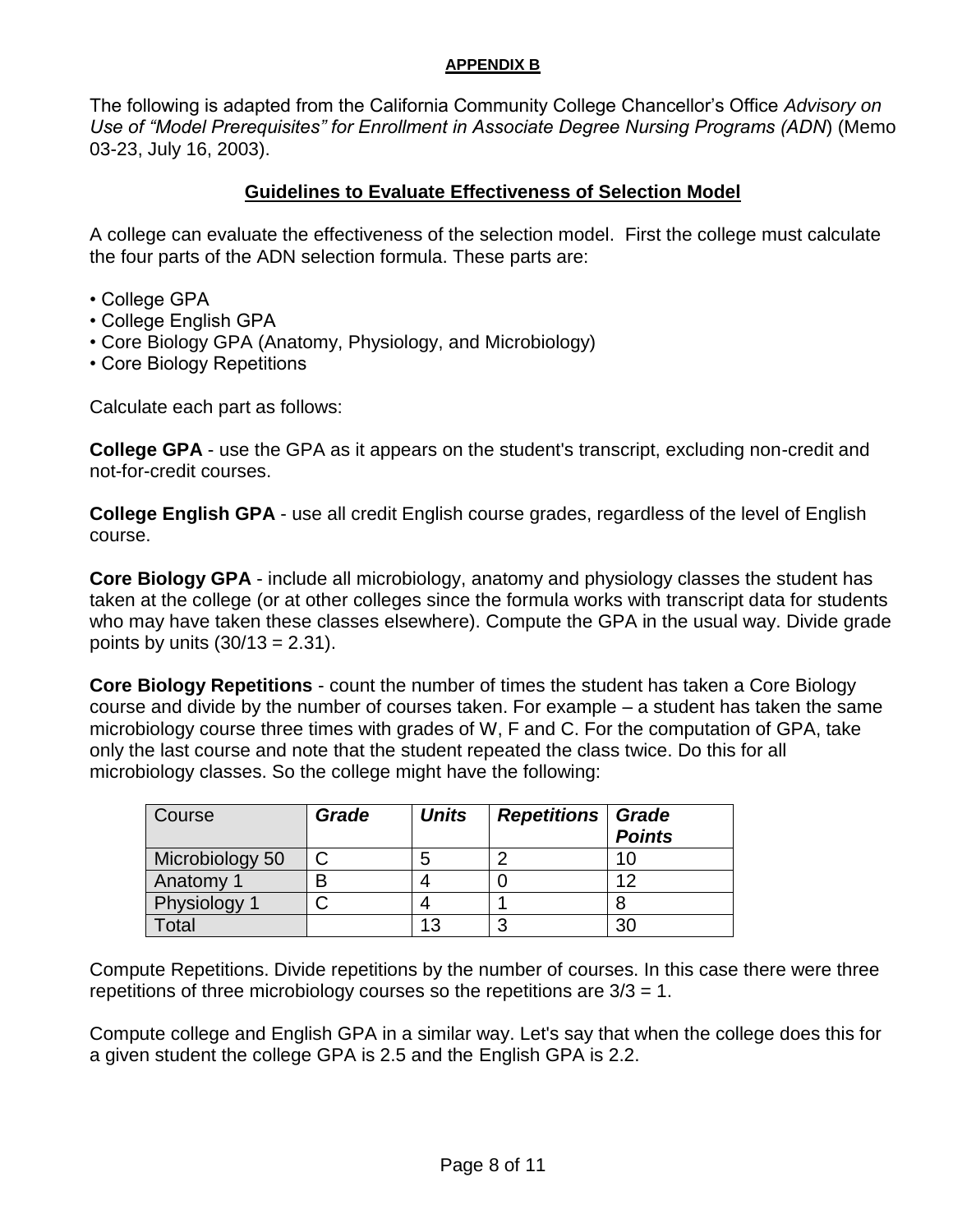**APPENDIX B**

The following is adapted from the California Community College Chancellor's Office *Advisory on Use of "Model Prerequisites" for Enrollment in Associate Degree Nursing Programs (ADN*) (Memo 03-23, July 16, 2003).

## Guidelines to Evaluate Effectiveness of Selection Model

A college can evaluate the effectiveness of the selection model. First the college must calculate the four parts of the ADN selection formula. These parts are:

- College GPA
- College English GPA
- Core Biology GPA (Anatomy, Physiology, and Microbiology)
- Core Biology Repetitions

Calculate each part as follows:

**College GPA** - use the GPA as it appears on the student's transcript, excluding non-credit and not-for-credit courses.

**College English GPA** - use all credit English course grades, regardless of the level of English course.

**Core Biology GPA** - include all microbiology, anatomy and physiology classes the student has taken at the college (or at other colleges since the formula works with transcript data for students who may have taken these classes elsewhere). Compute the GPA in the usual way. Divide grade points by units (30/13 = 2.31).

**Core Biology Repetitions** - count the number of times the student has taken a Core Biology course and divide by the number of courses taken. For example – a student has taken the same microbiology course three times with grades of W, F and C. For the computation of GPA, take only the last course and note that the student repeated the class twice. Do this for all microbiology classes. So the college might have the following:

| Course | ***Grade*** | ***Units*** | ***Repetitions*** | ***Grade Points*** |
|---|---|---|---|---|
| Microbiology 50 | C | 5 | 2 | 10 |
| Anatomy 1 | B | 4 | 0 | 12 |
| Physiology 1 | C | 4 | 1 | 8 |
| Total | | 13 | 3 | 30 |

Compute Repetitions. Divide repetitions by the number of courses. In this case there were three repetitions of three microbiology courses so the repetitions are 3/3 = 1.

Compute college and English GPA in a similar way. Let's say that when the college does this for a given student the college GPA is 2.5 and the English GPA is 2.2.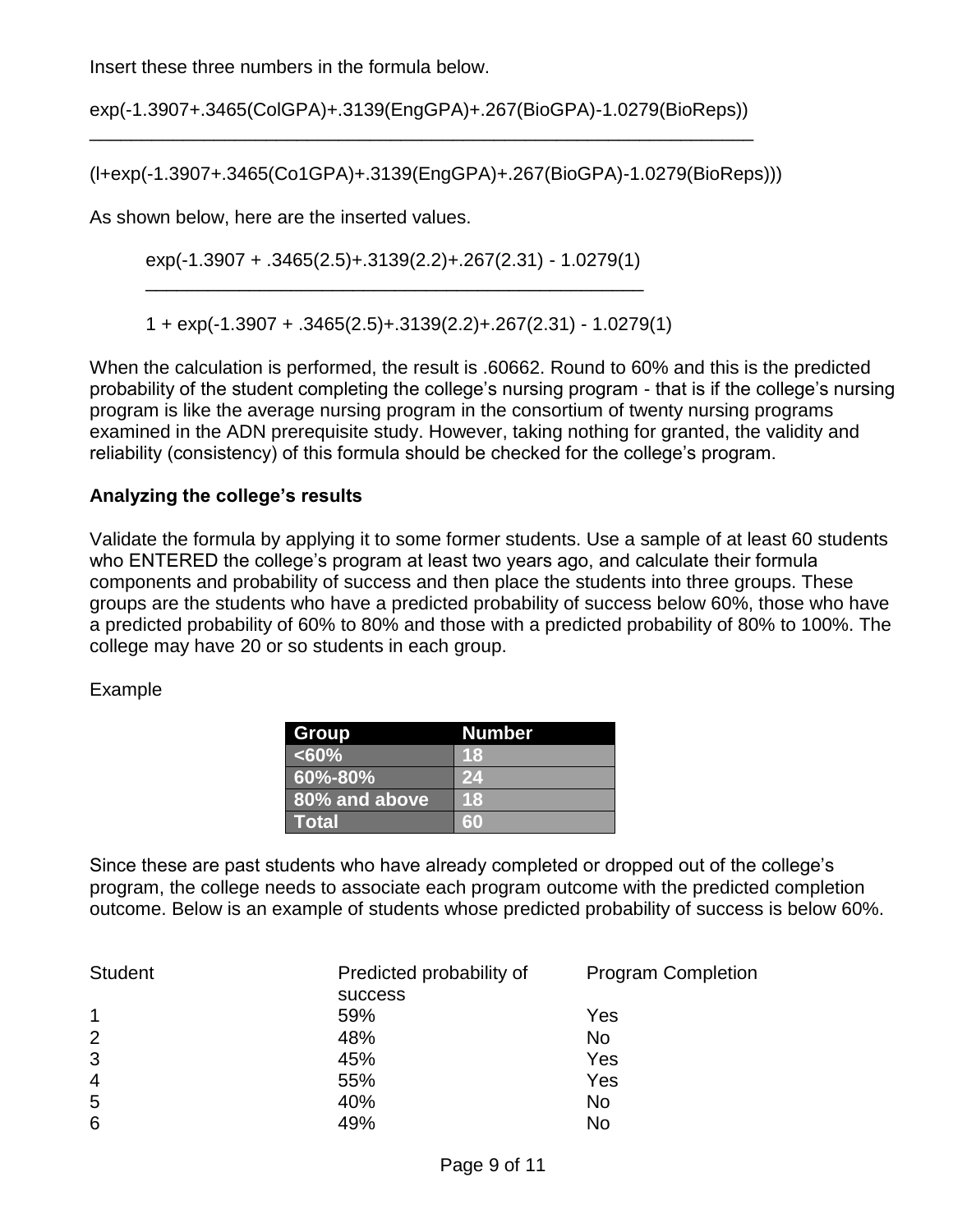Insert these three numbers in the formula below.

$$\frac{\exp(-1.3907+.3465(ColGPA)+.3139(EngGPA)+.267(BioGPA)-1.0279(BioReps))}{(l+\exp(-1.3907+.3465(Co1GPA)+.3139(EngGPA)+.267(BioGPA)-1.0279(BioReps)))}$$

As shown below, here are the inserted values.

$$\frac{\exp(-1.3907 + .3465(2.5)+.3139(2.2)+.267(2.31) - 1.0279(1)}{1 + \exp(-1.3907 + .3465(2.5)+.3139(2.2)+.267(2.31) - 1.0279(1)}$$

When the calculation is performed, the result is .60662. Round to 60% and this is the predicted probability of the student completing the college's nursing program - that is if the college's nursing program is like the average nursing program in the consortium of twenty nursing programs examined in the ADN prerequisite study. However, taking nothing for granted, the validity and reliability (consistency) of this formula should be checked for the college's program.

**Analyzing the college's results**

Validate the formula by applying it to some former students. Use a sample of at least 60 students who ENTERED the college's program at least two years ago, and calculate their formula components and probability of success and then place the students into three groups. These groups are the students who have a predicted probability of success below 60%, those who have a predicted probability of 60% to 80% and those with a predicted probability of 80% to 100%. The college may have 20 or so students in each group.

Example

| Group | Number |
|---|---|
| <60% | 18 |
| 60%-80% | 24 |
| 80% and above | 18 |
| Total | 60 |

Since these are past students who have already completed or dropped out of the college's program, the college needs to associate each program outcome with the predicted completion outcome. Below is an example of students whose predicted probability of success is below 60%.

| Student | Predicted probability of success | Program Completion |
|---|---|---|
| 1 | 59% | Yes |
| 2 | 48% | No |
| 3 | 45% | Yes |
| 4 | 55% | Yes |
| 5 | 40% | No |
| 6 | 49% | No |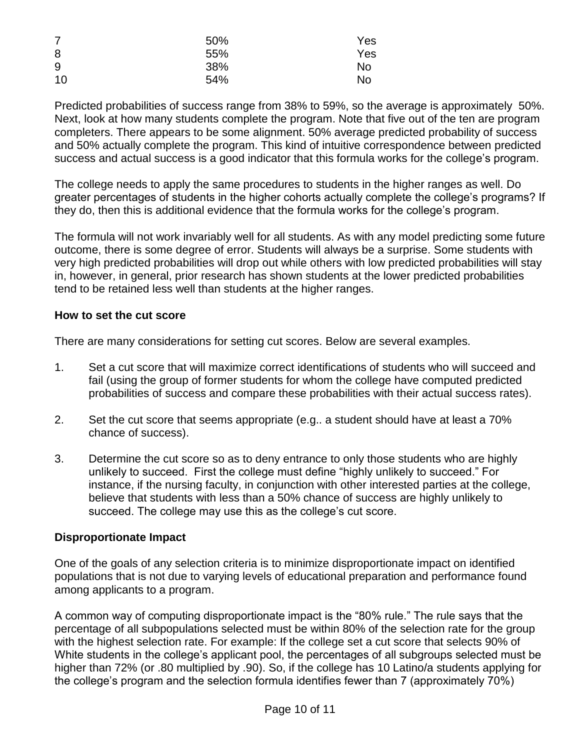| | | |
|---|---|---|
| 7 | 50% | Yes |
| 8 | 55% | Yes |
| 9 | 38% | No |
| 10 | 54% | No |

Predicted probabilities of success range from 38% to 59%, so the average is approximately 50%. Next, look at how many students complete the program. Note that five out of the ten are program completers. There appears to be some alignment. 50% average predicted probability of success and 50% actually complete the program. This kind of intuitive correspondence between predicted success and actual success is a good indicator that this formula works for the college's program.

The college needs to apply the same procedures to students in the higher ranges as well. Do greater percentages of students in the higher cohorts actually complete the college's programs? If they do, then this is additional evidence that the formula works for the college's program.

The formula will not work invariably well for all students. As with any model predicting some future outcome, there is some degree of error. Students will always be a surprise. Some students with very high predicted probabilities will drop out while others with low predicted probabilities will stay in, however, in general, prior research has shown students at the lower predicted probabilities tend to be retained less well than students at the higher ranges.

**How to set the cut score**

There are many considerations for setting cut scores. Below are several examples.

1. Set a cut score that will maximize correct identifications of students who will succeed and fail (using the group of former students for whom the college have computed predicted probabilities of success and compare these probabilities with their actual success rates).

2. Set the cut score that seems appropriate (e.g.. a student should have at least a 70% chance of success).

3. Determine the cut score so as to deny entrance to only those students who are highly unlikely to succeed. First the college must define "highly unlikely to succeed." For instance, if the nursing faculty, in conjunction with other interested parties at the college, believe that students with less than a 50% chance of success are highly unlikely to succeed. The college may use this as the college's cut score.

**Disproportionate Impact**

One of the goals of any selection criteria is to minimize disproportionate impact on identified populations that is not due to varying levels of educational preparation and performance found among applicants to a program.

A common way of computing disproportionate impact is the "80% rule." The rule says that the percentage of all subpopulations selected must be within 80% of the selection rate for the group with the highest selection rate. For example: If the college set a cut score that selects 90% of White students in the college's applicant pool, the percentages of all subgroups selected must be higher than 72% (or .80 multiplied by .90). So, if the college has 10 Latino/a students applying for the college's program and the selection formula identifies fewer than 7 (approximately 70%)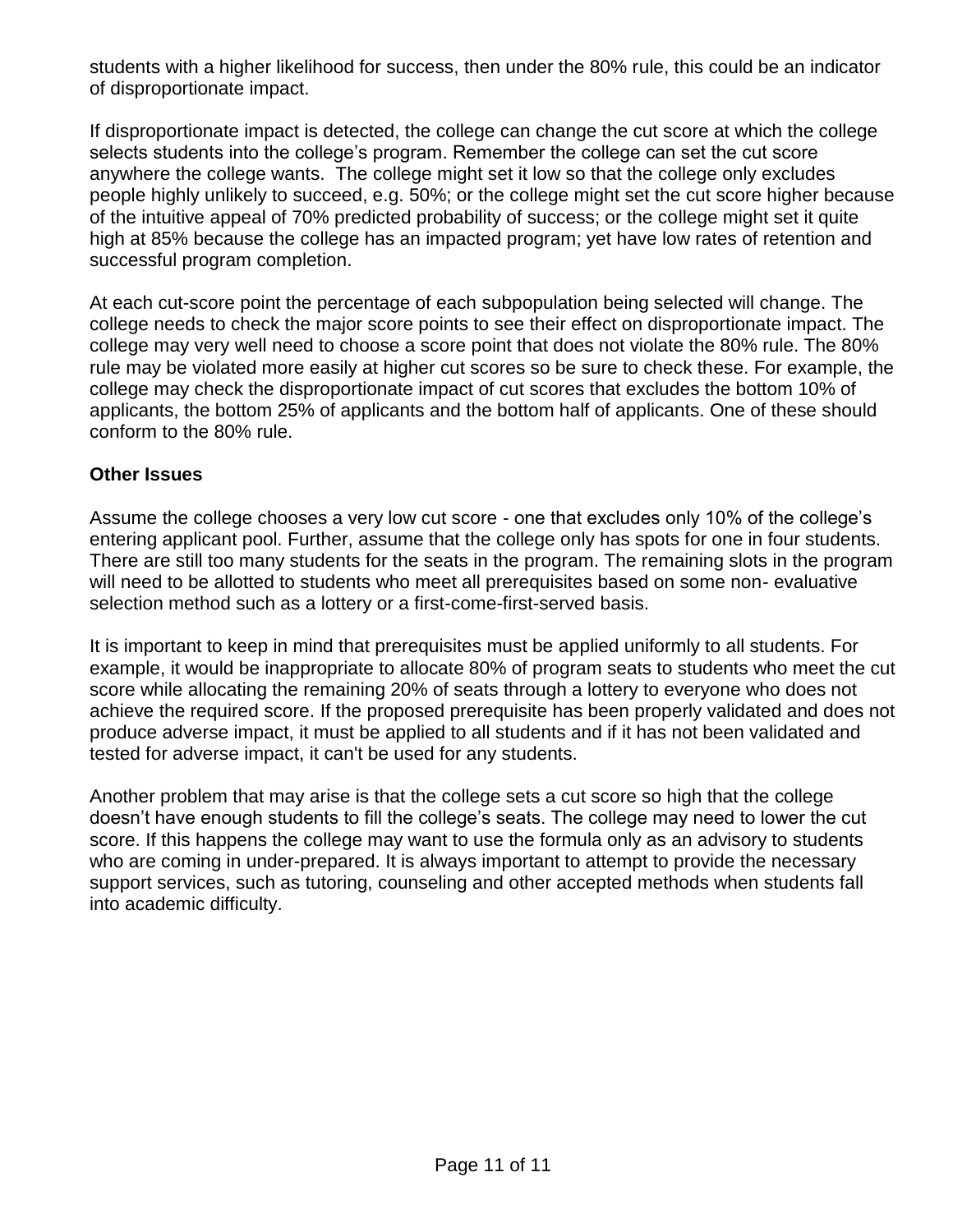students with a higher likelihood for success, then under the 80% rule, this could be an indicator of disproportionate impact.

If disproportionate impact is detected, the college can change the cut score at which the college selects students into the college's program. Remember the college can set the cut score anywhere the college wants. The college might set it low so that the college only excludes people highly unlikely to succeed, e.g. 50%; or the college might set the cut score higher because of the intuitive appeal of 70% predicted probability of success; or the college might set it quite high at 85% because the college has an impacted program; yet have low rates of retention and successful program completion.

At each cut-score point the percentage of each subpopulation being selected will change. The college needs to check the major score points to see their effect on disproportionate impact. The college may very well need to choose a score point that does not violate the 80% rule. The 80% rule may be violated more easily at higher cut scores so be sure to check these. For example, the college may check the disproportionate impact of cut scores that excludes the bottom 10% of applicants, the bottom 25% of applicants and the bottom half of applicants. One of these should conform to the 80% rule.

**Other Issues**

Assume the college chooses a very low cut score - one that excludes only 10% of the college's entering applicant pool. Further, assume that the college only has spots for one in four students. There are still too many students for the seats in the program. The remaining slots in the program will need to be allotted to students who meet all prerequisites based on some non- evaluative selection method such as a lottery or a first-come-first-served basis.

It is important to keep in mind that prerequisites must be applied uniformly to all students. For example, it would be inappropriate to allocate 80% of program seats to students who meet the cut score while allocating the remaining 20% of seats through a lottery to everyone who does not achieve the required score. If the proposed prerequisite has been properly validated and does not produce adverse impact, it must be applied to all students and if it has not been validated and tested for adverse impact, it can't be used for any students.

Another problem that may arise is that the college sets a cut score so high that the college doesn't have enough students to fill the college's seats. The college may need to lower the cut score. If this happens the college may want to use the formula only as an advisory to students who are coming in under-prepared. It is always important to attempt to provide the necessary support services, such as tutoring, counseling and other accepted methods when students fall into academic difficulty.